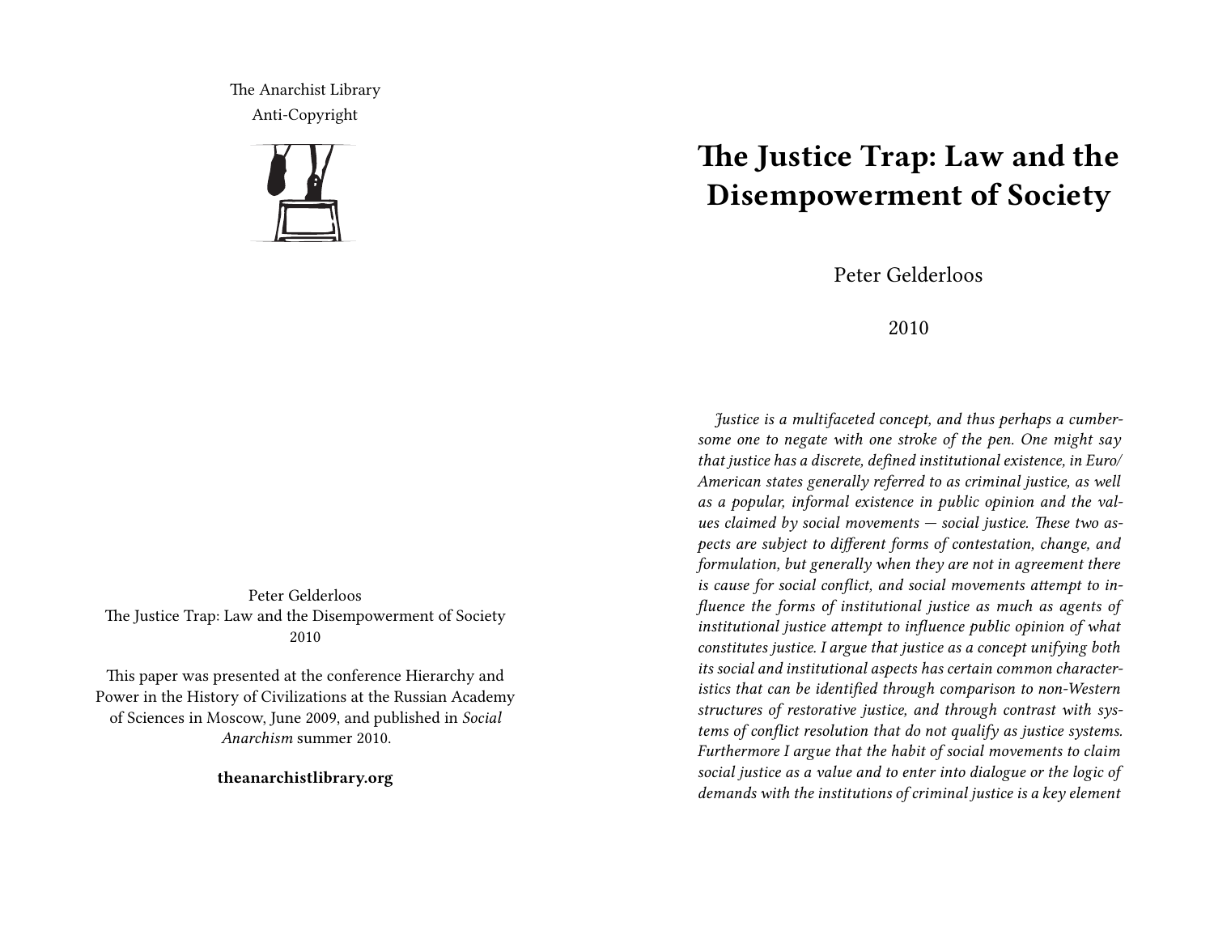The Anarchist Library
Anti-Copyright

Peter Gelderloos
The Justice Trap: Law and the Disempowerment of Society
2010

This paper was presented at the conference Hierarchy and Power in the History of Civilizations at the Russian Academy of Sciences in Moscow, June 2009, and published in *Social Anarchism* summer 2010.

**theanarchistlibrary.org**

# The Justice Trap: Law and the Disempowerment of Society

Peter Gelderloos

2010

*Justice is a multifaceted concept, and thus perhaps a cumbersome one to negate with one stroke of the pen. One might say that justice has a discrete, defined institutional existence, in Euro/American states generally referred to as criminal justice, as well as a popular, informal existence in public opinion and the values claimed by social movements — social justice. These two aspects are subject to different forms of contestation, change, and formulation, but generally when they are not in agreement there is cause for social conflict, and social movements attempt to influence the forms of institutional justice as much as agents of institutional justice attempt to influence public opinion of what constitutes justice. I argue that justice as a concept unifying both its social and institutional aspects has certain common characteristics that can be identified through comparison to non-Western structures of restorative justice, and through contrast with systems of conflict resolution that do not qualify as justice systems. Furthermore I argue that the habit of social movements to claim social justice as a value and to enter into dialogue or the logic of demands with the institutions of criminal justice is a key element*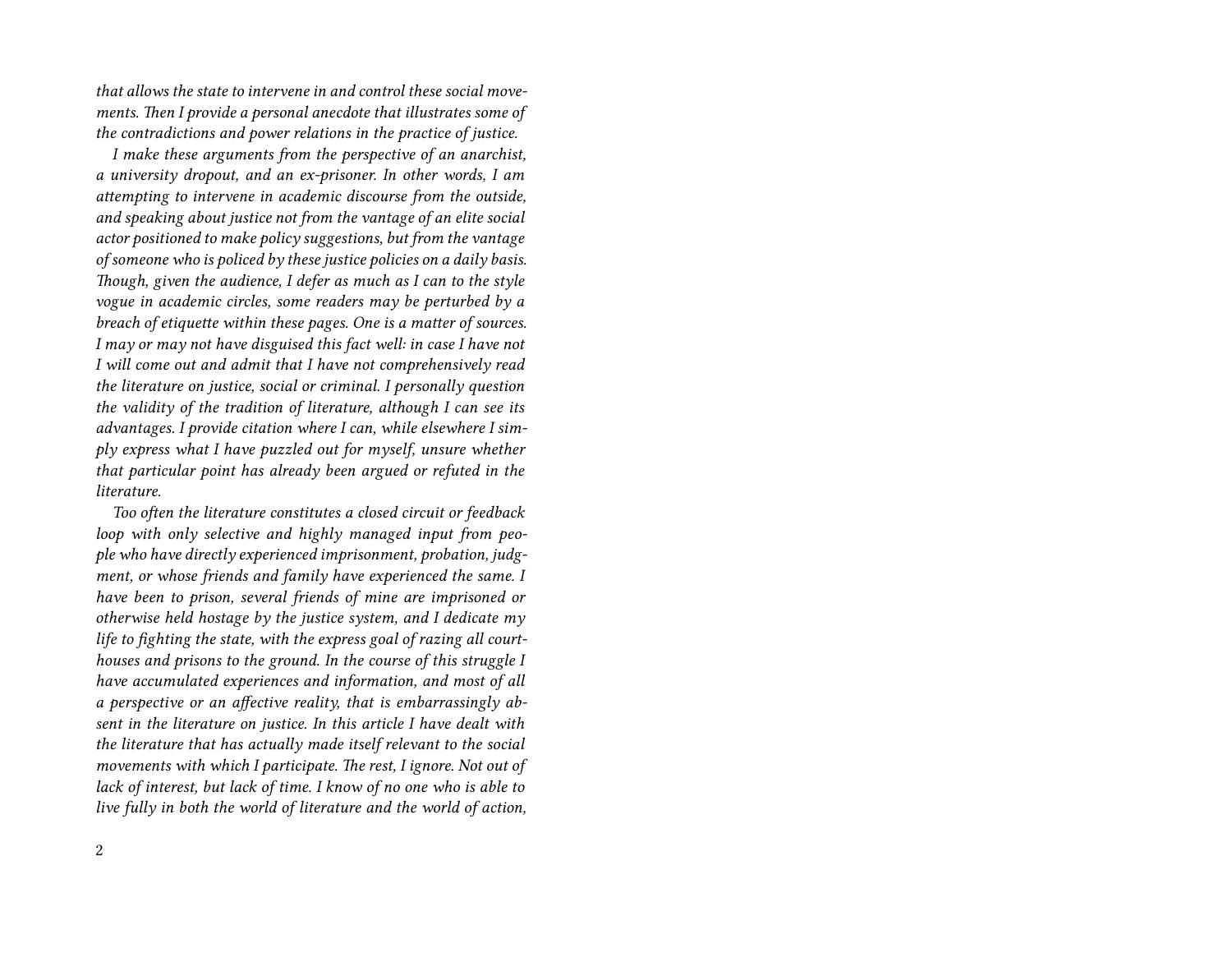*that allows the state to intervene in and control these social movements. Then I provide a personal anecdote that illustrates some of the contradictions and power relations in the practice of justice.*

*I make these arguments from the perspective of an anarchist, a university dropout, and an ex-prisoner. In other words, I am attempting to intervene in academic discourse from the outside, and speaking about justice not from the vantage of an elite social actor positioned to make policy suggestions, but from the vantage of someone who is policed by these justice policies on a daily basis. Though, given the audience, I defer as much as I can to the style vogue in academic circles, some readers may be perturbed by a breach of etiquette within these pages. One is a matter of sources. I may or may not have disguised this fact well: in case I have not I will come out and admit that I have not comprehensively read the literature on justice, social or criminal. I personally question the validity of the tradition of literature, although I can see its advantages. I provide citation where I can, while elsewhere I simply express what I have puzzled out for myself, unsure whether that particular point has already been argued or refuted in the literature.*

*Too often the literature constitutes a closed circuit or feedback loop with only selective and highly managed input from people who have directly experienced imprisonment, probation, judgment, or whose friends and family have experienced the same. I have been to prison, several friends of mine are imprisoned or otherwise held hostage by the justice system, and I dedicate my life to fighting the state, with the express goal of razing all courthouses and prisons to the ground. In the course of this struggle I have accumulated experiences and information, and most of all a perspective or an affective reality, that is embarrassingly absent in the literature on justice. In this article I have dealt with the literature that has actually made itself relevant to the social movements with which I participate. The rest, I ignore. Not out of lack of interest, but lack of time. I know of no one who is able to live fully in both the world of literature and the world of action,*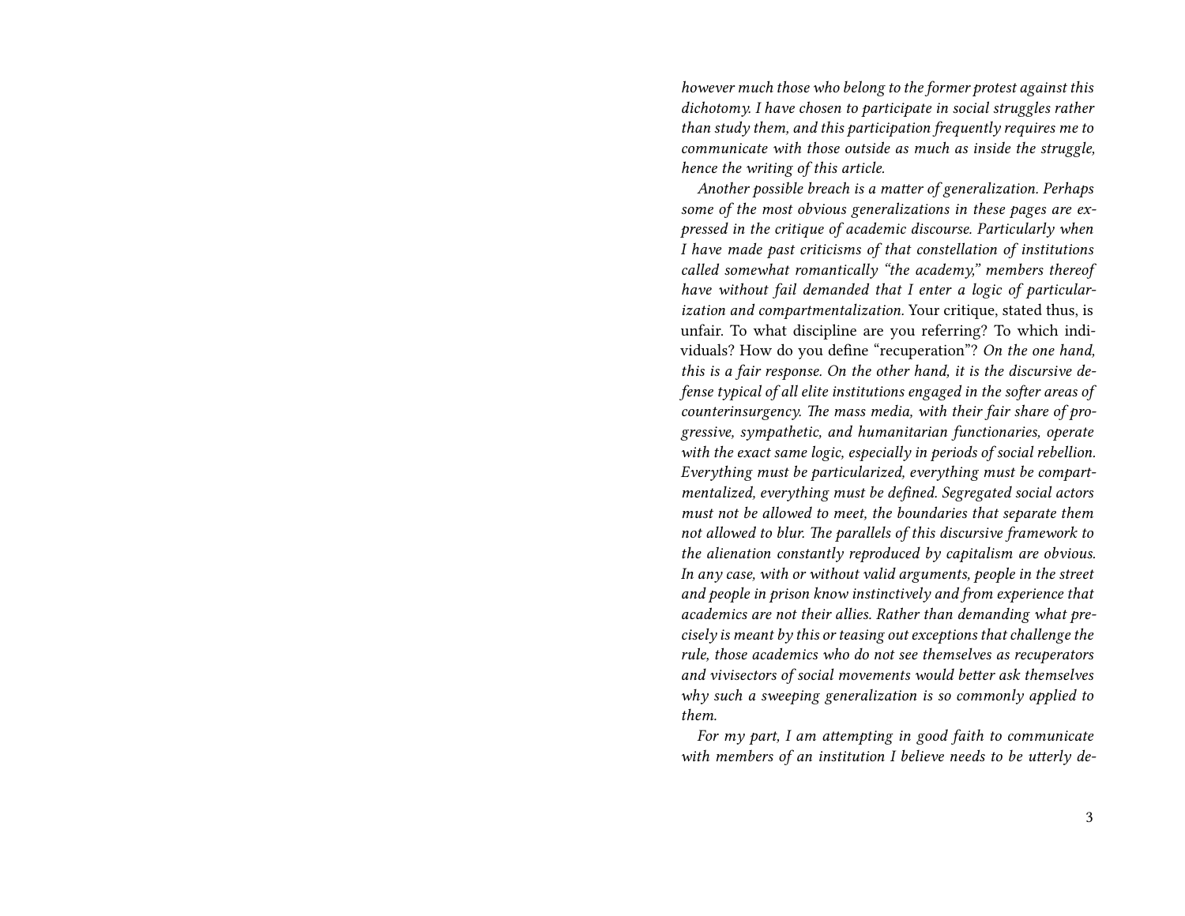*however much those who belong to the former protest against this dichotomy. I have chosen to participate in social struggles rather than study them, and this participation frequently requires me to communicate with those outside as much as inside the struggle, hence the writing of this article.*

*Another possible breach is a matter of generalization. Perhaps some of the most obvious generalizations in these pages are expressed in the critique of academic discourse. Particularly when I have made past criticisms of that constellation of institutions called somewhat romantically "the academy," members thereof have without fail demanded that I enter a logic of particularization and compartmentalization.* Your critique, stated thus, is unfair. To what discipline are you referring? To which individuals? How do you define "recuperation"? *On the one hand, this is a fair response. On the other hand, it is the discursive defense typical of all elite institutions engaged in the softer areas of counterinsurgency. The mass media, with their fair share of progressive, sympathetic, and humanitarian functionaries, operate with the exact same logic, especially in periods of social rebellion. Everything must be particularized, everything must be compartmentalized, everything must be defined. Segregated social actors must not be allowed to meet, the boundaries that separate them not allowed to blur. The parallels of this discursive framework to the alienation constantly reproduced by capitalism are obvious. In any case, with or without valid arguments, people in the street and people in prison know instinctively and from experience that academics are not their allies. Rather than demanding what precisely is meant by this or teasing out exceptions that challenge the rule, those academics who do not see themselves as recuperators and vivisectors of social movements would better ask themselves why such a sweeping generalization is so commonly applied to them.*

*For my part, I am attempting in good faith to communicate with members of an institution I believe needs to be utterly de-*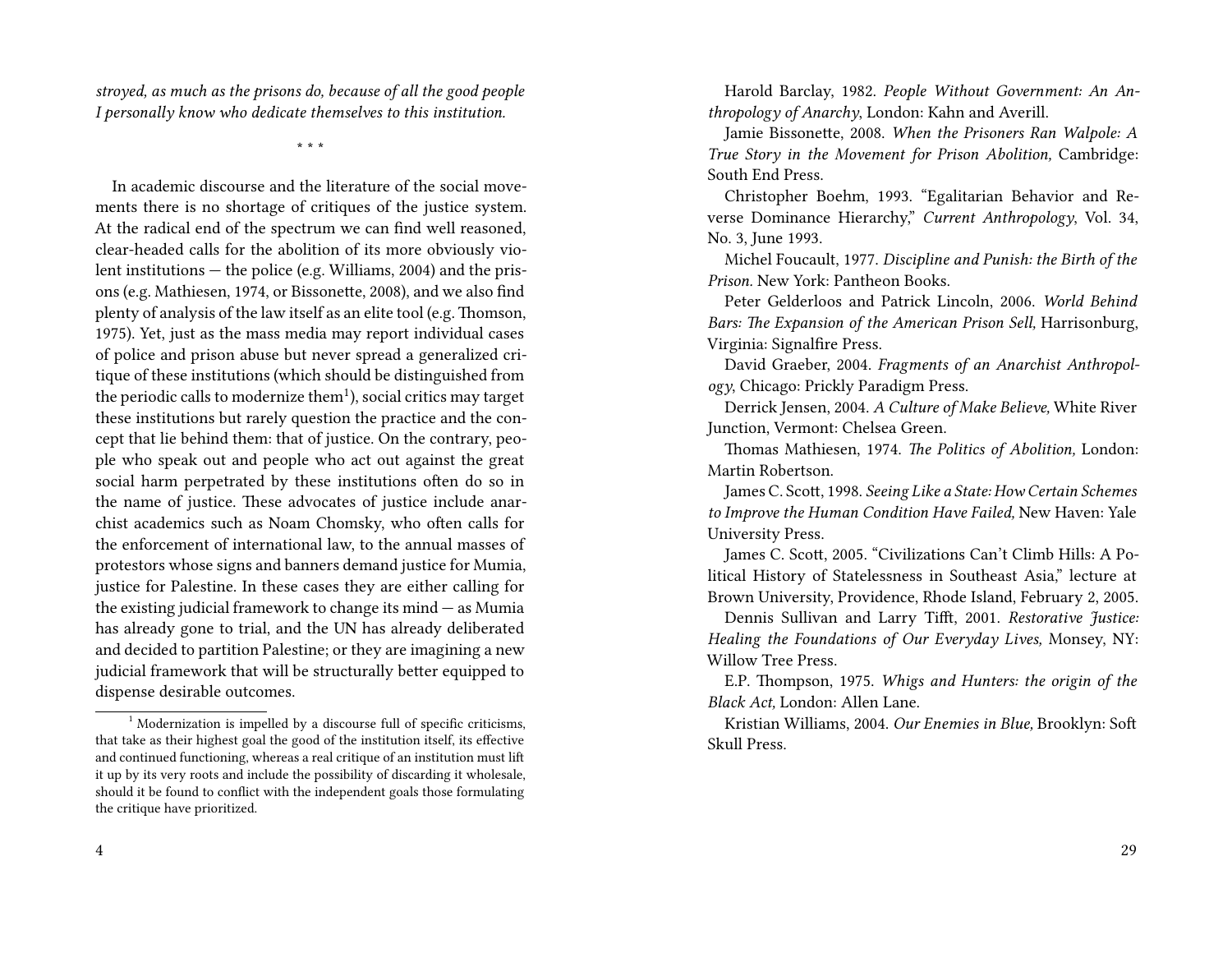*stroyed, as much as the prisons do, because of all the good people I personally know who dedicate themselves to this institution.*

\* \* \*

In academic discourse and the literature of the social movements there is no shortage of critiques of the justice system. At the radical end of the spectrum we can find well reasoned, clear-headed calls for the abolition of its more obviously violent institutions — the police (e.g. Williams, 2004) and the prisons (e.g. Mathiesen, 1974, or Bissonette, 2008), and we also find plenty of analysis of the law itself as an elite tool (e.g. Thomson, 1975). Yet, just as the mass media may report individual cases of police and prison abuse but never spread a generalized critique of these institutions (which should be distinguished from the periodic calls to modernize them[1]), social critics may target these institutions but rarely question the practice and the concept that lie behind them: that of justice. On the contrary, people who speak out and people who act out against the great social harm perpetrated by these institutions often do so in the name of justice. These advocates of justice include anarchist academics such as Noam Chomsky, who often calls for the enforcement of international law, to the annual masses of protestors whose signs and banners demand justice for Mumia, justice for Palestine. In these cases they are either calling for the existing judicial framework to change its mind — as Mumia has already gone to trial, and the UN has already deliberated and decided to partition Palestine; or they are imagining a new judicial framework that will be structurally better equipped to dispense desirable outcomes.

[1] Modernization is impelled by a discourse full of specific criticisms, that take as their highest goal the good of the institution itself, its effective and continued functioning, whereas a real critique of an institution must lift it up by its very roots and include the possibility of discarding it wholesale, should it be found to conflict with the independent goals those formulating the critique have prioritized.

Harold Barclay, 1982. *People Without Government: An Anthropology of Anarchy*, London: Kahn and Averill.

Jamie Bissonette, 2008. *When the Prisoners Ran Walpole: A True Story in the Movement for Prison Abolition,* Cambridge: South End Press.

Christopher Boehm, 1993. "Egalitarian Behavior and Reverse Dominance Hierarchy," *Current Anthropology*, Vol. 34, No. 3, June 1993.

Michel Foucault, 1977. *Discipline and Punish: the Birth of the Prison.* New York: Pantheon Books.

Peter Gelderloos and Patrick Lincoln, 2006. *World Behind Bars: The Expansion of the American Prison Sell,* Harrisonburg, Virginia: Signalfire Press.

David Graeber, 2004. *Fragments of an Anarchist Anthropology*, Chicago: Prickly Paradigm Press.

Derrick Jensen, 2004. *A Culture of Make Believe,* White River Junction, Vermont: Chelsea Green.

Thomas Mathiesen, 1974. *The Politics of Abolition,* London: Martin Robertson.

James C. Scott, 1998. *Seeing Like a State: How Certain Schemes to Improve the Human Condition Have Failed,* New Haven: Yale University Press.

James C. Scott, 2005. "Civilizations Can't Climb Hills: A Political History of Statelessness in Southeast Asia," lecture at Brown University, Providence, Rhode Island, February 2, 2005.

Dennis Sullivan and Larry Tifft, 2001. *Restorative Justice: Healing the Foundations of Our Everyday Lives,* Monsey, NY: Willow Tree Press.

E.P. Thompson, 1975. *Whigs and Hunters: the origin of the Black Act,* London: Allen Lane.

Kristian Williams, 2004. *Our Enemies in Blue,* Brooklyn: Soft Skull Press.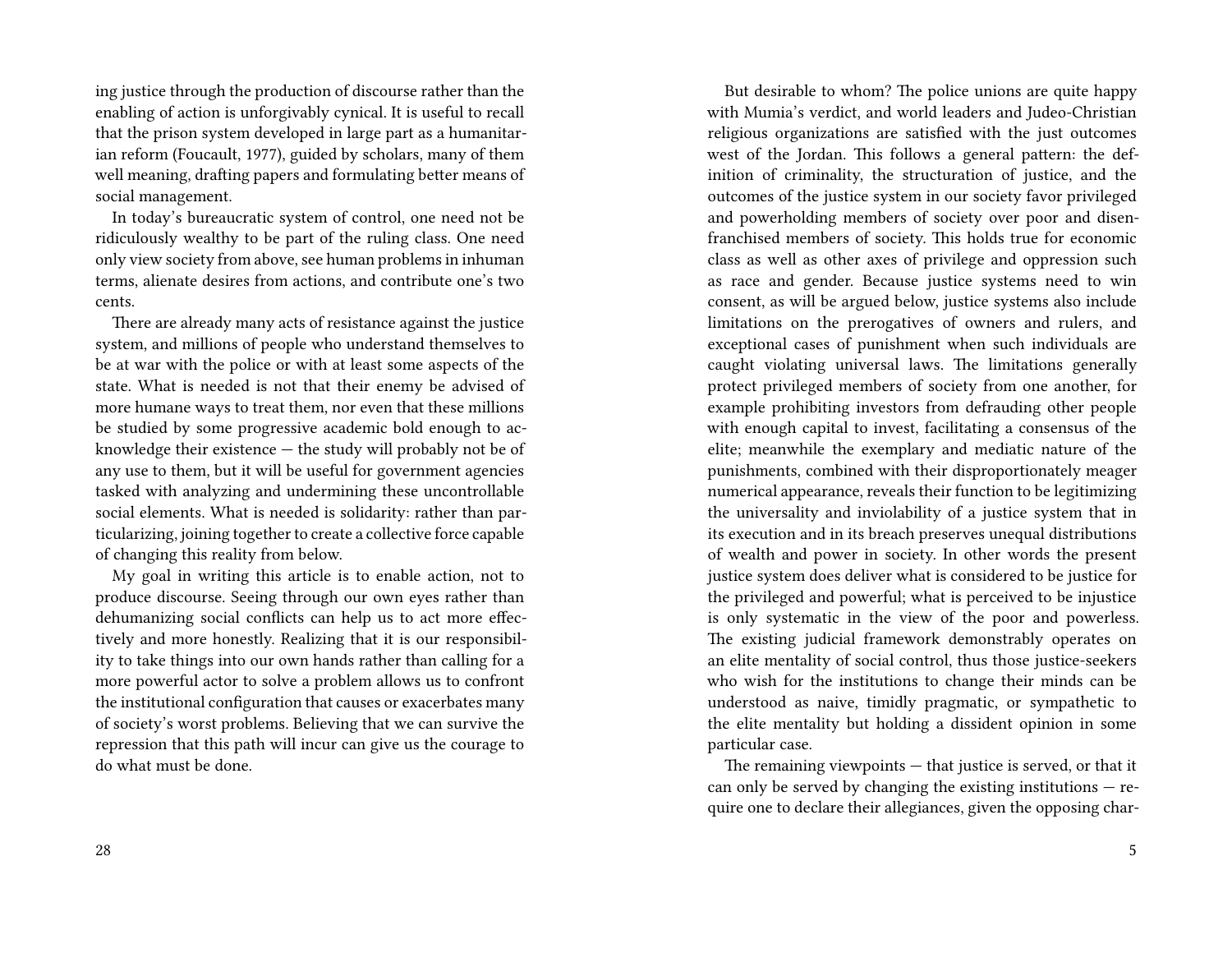ing justice through the production of discourse rather than the enabling of action is unforgivably cynical. It is useful to recall that the prison system developed in large part as a humanitarian reform (Foucault, 1977), guided by scholars, many of them well meaning, drafting papers and formulating better means of social management.

In today's bureaucratic system of control, one need not be ridiculously wealthy to be part of the ruling class. One need only view society from above, see human problems in inhuman terms, alienate desires from actions, and contribute one's two cents.

There are already many acts of resistance against the justice system, and millions of people who understand themselves to be at war with the police or with at least some aspects of the state. What is needed is not that their enemy be advised of more humane ways to treat them, nor even that these millions be studied by some progressive academic bold enough to acknowledge their existence — the study will probably not be of any use to them, but it will be useful for government agencies tasked with analyzing and undermining these uncontrollable social elements. What is needed is solidarity: rather than particularizing, joining together to create a collective force capable of changing this reality from below.

My goal in writing this article is to enable action, not to produce discourse. Seeing through our own eyes rather than dehumanizing social conflicts can help us to act more effectively and more honestly. Realizing that it is our responsibility to take things into our own hands rather than calling for a more powerful actor to solve a problem allows us to confront the institutional configuration that causes or exacerbates many of society's worst problems. Believing that we can survive the repression that this path will incur can give us the courage to do what must be done.

But desirable to whom? The police unions are quite happy with Mumia's verdict, and world leaders and Judeo-Christian religious organizations are satisfied with the just outcomes west of the Jordan. This follows a general pattern: the definition of criminality, the structuration of justice, and the outcomes of the justice system in our society favor privileged and powerholding members of society over poor and disenfranchised members of society. This holds true for economic class as well as other axes of privilege and oppression such as race and gender. Because justice systems need to win consent, as will be argued below, justice systems also include limitations on the prerogatives of owners and rulers, and exceptional cases of punishment when such individuals are caught violating universal laws. The limitations generally protect privileged members of society from one another, for example prohibiting investors from defrauding other people with enough capital to invest, facilitating a consensus of the elite; meanwhile the exemplary and mediatic nature of the punishments, combined with their disproportionately meager numerical appearance, reveals their function to be legitimizing the universality and inviolability of a justice system that in its execution and in its breach preserves unequal distributions of wealth and power in society. In other words the present justice system does deliver what is considered to be justice for the privileged and powerful; what is perceived to be injustice is only systematic in the view of the poor and powerless. The existing judicial framework demonstrably operates on an elite mentality of social control, thus those justice-seekers who wish for the institutions to change their minds can be understood as naive, timidly pragmatic, or sympathetic to the elite mentality but holding a dissident opinion in some particular case.

The remaining viewpoints — that justice is served, or that it can only be served by changing the existing institutions — require one to declare their allegiances, given the opposing char-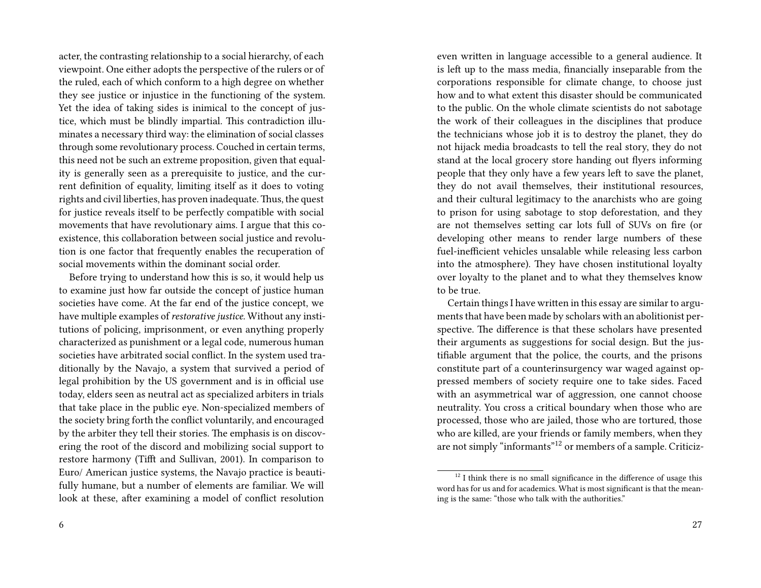acter, the contrasting relationship to a social hierarchy, of each viewpoint. One either adopts the perspective of the rulers or of the ruled, each of which conform to a high degree on whether they see justice or injustice in the functioning of the system. Yet the idea of taking sides is inimical to the concept of justice, which must be blindly impartial. This contradiction illuminates a necessary third way: the elimination of social classes through some revolutionary process. Couched in certain terms, this need not be such an extreme proposition, given that equality is generally seen as a prerequisite to justice, and the current definition of equality, limiting itself as it does to voting rights and civil liberties, has proven inadequate. Thus, the quest for justice reveals itself to be perfectly compatible with social movements that have revolutionary aims. I argue that this coexistence, this collaboration between social justice and revolution is one factor that frequently enables the recuperation of social movements within the dominant social order.

Before trying to understand how this is so, it would help us to examine just how far outside the concept of justice human societies have come. At the far end of the justice concept, we have multiple examples of *restorative justice*. Without any institutions of policing, imprisonment, or even anything properly characterized as punishment or a legal code, numerous human societies have arbitrated social conflict. In the system used traditionally by the Navajo, a system that survived a period of legal prohibition by the US government and is in official use today, elders seen as neutral act as specialized arbiters in trials that take place in the public eye. Non-specialized members of the society bring forth the conflict voluntarily, and encouraged by the arbiter they tell their stories. The emphasis is on discovering the root of the discord and mobilizing social support to restore harmony (Tifft and Sullivan, 2001). In comparison to Euro/ American justice systems, the Navajo practice is beautifully humane, but a number of elements are familiar. We will look at these, after examining a model of conflict resolution

even written in language accessible to a general audience. It is left up to the mass media, financially inseparable from the corporations responsible for climate change, to choose just how and to what extent this disaster should be communicated to the public. On the whole climate scientists do not sabotage the work of their colleagues in the disciplines that produce the technicians whose job it is to destroy the planet, they do not hijack media broadcasts to tell the real story, they do not stand at the local grocery store handing out flyers informing people that they only have a few years left to save the planet, they do not avail themselves, their institutional resources, and their cultural legitimacy to the anarchists who are going to prison for using sabotage to stop deforestation, and they are not themselves setting car lots full of SUVs on fire (or developing other means to render large numbers of these fuel-inefficient vehicles unsalable while releasing less carbon into the atmosphere). They have chosen institutional loyalty over loyalty to the planet and to what they themselves know to be true.

Certain things I have written in this essay are similar to arguments that have been made by scholars with an abolitionist perspective. The difference is that these scholars have presented their arguments as suggestions for social design. But the justifiable argument that the police, the courts, and the prisons constitute part of a counterinsurgency war waged against oppressed members of society require one to take sides. Faced with an asymmetrical war of aggression, one cannot choose neutrality. You cross a critical boundary when those who are processed, those who are jailed, those who are tortured, those who are killed, are your friends or family members, when they are not simply "informants"[12] or members of a sample. Criticiz-

[12] I think there is no small significance in the difference of usage this word has for us and for academics. What is most significant is that the meaning is the same: "those who talk with the authorities."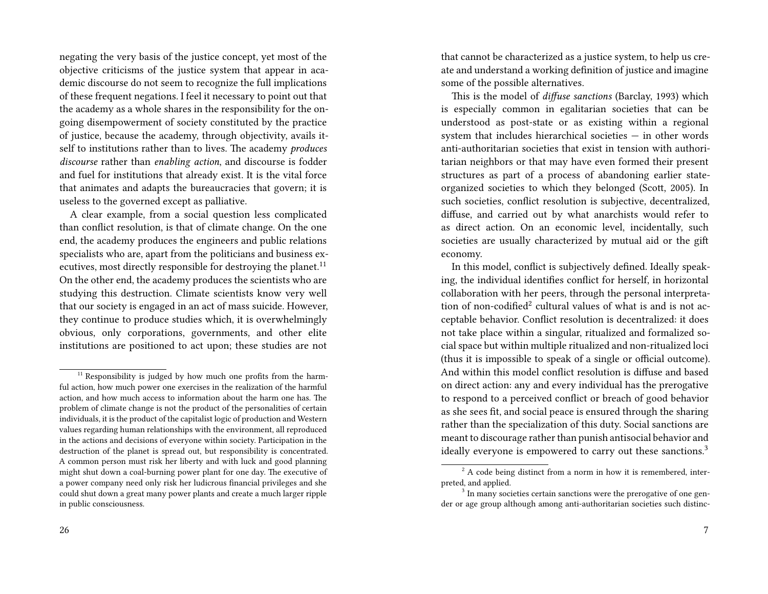negating the very basis of the justice concept, yet most of the objective criticisms of the justice system that appear in academic discourse do not seem to recognize the full implications of these frequent negations. I feel it necessary to point out that the academy as a whole shares in the responsibility for the ongoing disempowerment of society constituted by the practice of justice, because the academy, through objectivity, avails itself to institutions rather than to lives. The academy *produces discourse* rather than *enabling action*, and discourse is fodder and fuel for institutions that already exist. It is the vital force that animates and adapts the bureaucracies that govern; it is useless to the governed except as palliative.

A clear example, from a social question less complicated than conflict resolution, is that of climate change. On the one end, the academy produces the engineers and public relations specialists who are, apart from the politicians and business executives, most directly responsible for destroying the planet.[11] On the other end, the academy produces the scientists who are studying this destruction. Climate scientists know very well that our society is engaged in an act of mass suicide. However, they continue to produce studies which, it is overwhelmingly obvious, only corporations, governments, and other elite institutions are positioned to act upon; these studies are not

[11] Responsibility is judged by how much one profits from the harmful action, how much power one exercises in the realization of the harmful action, and how much access to information about the harm one has. The problem of climate change is not the product of the personalities of certain individuals, it is the product of the capitalist logic of production and Western values regarding human relationships with the environment, all reproduced in the actions and decisions of everyone within society. Participation in the destruction of the planet is spread out, but responsibility is concentrated. A common person must risk her liberty and with luck and good planning might shut down a coal-burning power plant for one day. The executive of a power company need only risk her ludicrous financial privileges and she could shut down a great many power plants and create a much larger ripple in public consciousness.

that cannot be characterized as a justice system, to help us create and understand a working definition of justice and imagine some of the possible alternatives.

This is the model of *diffuse sanctions* (Barclay, 1993) which is especially common in egalitarian societies that can be understood as post-state or as existing within a regional system that includes hierarchical societies — in other words anti-authoritarian societies that exist in tension with authoritarian neighbors or that may have even formed their present structures as part of a process of abandoning earlier state-organized societies to which they belonged (Scott, 2005). In such societies, conflict resolution is subjective, decentralized, diffuse, and carried out by what anarchists would refer to as direct action. On an economic level, incidentally, such societies are usually characterized by mutual aid or the gift economy.

In this model, conflict is subjectively defined. Ideally speaking, the individual identifies conflict for herself, in horizontal collaboration with her peers, through the personal interpretation of non-codified[2] cultural values of what is and is not acceptable behavior. Conflict resolution is decentralized: it does not take place within a singular, ritualized and formalized social space but within multiple ritualized and non-ritualized loci (thus it is impossible to speak of a single or official outcome). And within this model conflict resolution is diffuse and based on direct action: any and every individual has the prerogative to respond to a perceived conflict or breach of good behavior as she sees fit, and social peace is ensured through the sharing rather than the specialization of this duty. Social sanctions are meant to discourage rather than punish antisocial behavior and ideally everyone is empowered to carry out these sanctions.[3]

[2] A code being distinct from a norm in how it is remembered, interpreted, and applied.

[3] In many societies certain sanctions were the prerogative of one gender or age group although among anti-authoritarian societies such distinc-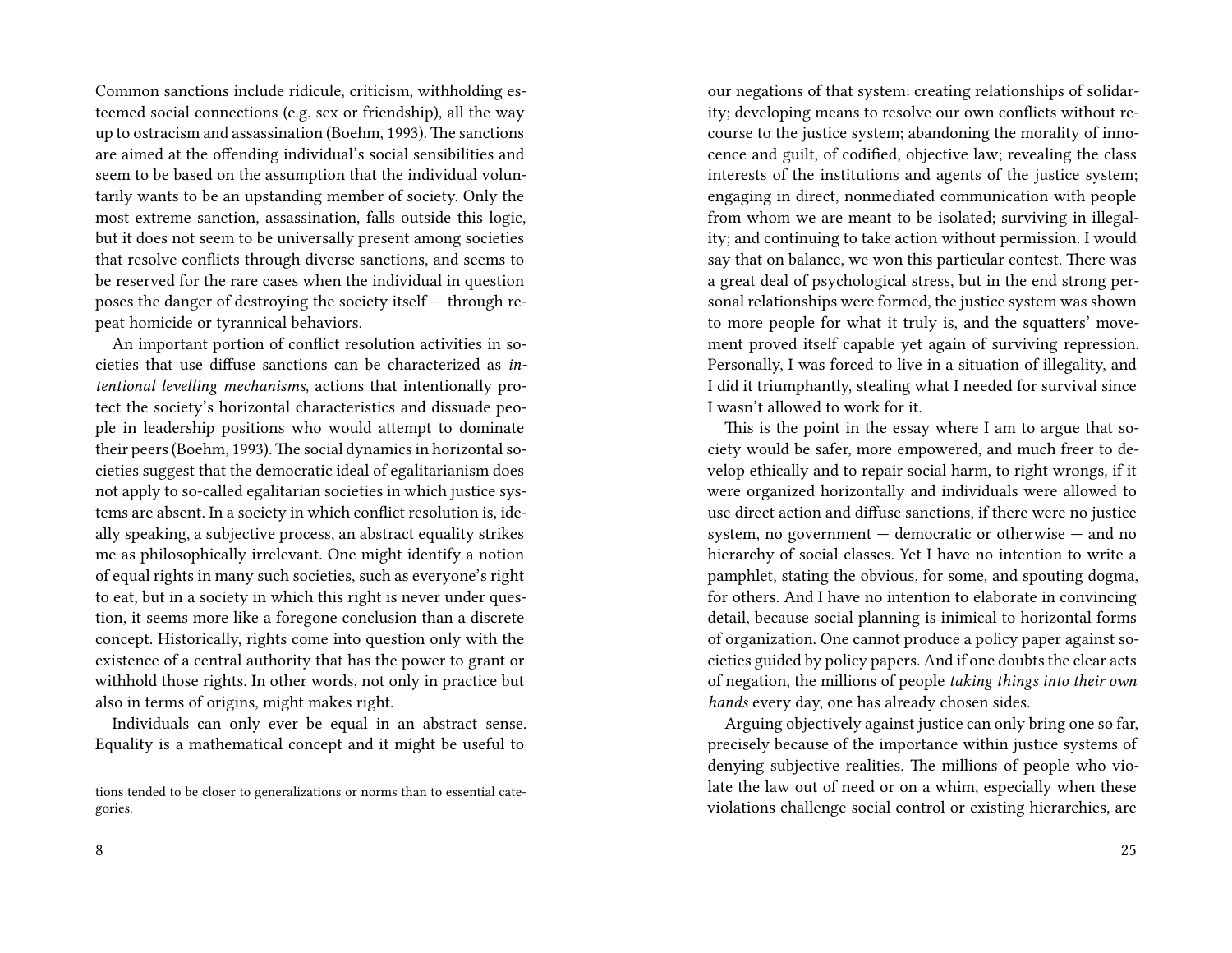Common sanctions include ridicule, criticism, withholding esteemed social connections (e.g. sex or friendship), all the way up to ostracism and assassination (Boehm, 1993). The sanctions are aimed at the offending individual's social sensibilities and seem to be based on the assumption that the individual voluntarily wants to be an upstanding member of society. Only the most extreme sanction, assassination, falls outside this logic, but it does not seem to be universally present among societies that resolve conflicts through diverse sanctions, and seems to be reserved for the rare cases when the individual in question poses the danger of destroying the society itself — through repeat homicide or tyrannical behaviors.

An important portion of conflict resolution activities in societies that use diffuse sanctions can be characterized as *intentional levelling mechanisms,* actions that intentionally protect the society's horizontal characteristics and dissuade people in leadership positions who would attempt to dominate their peers (Boehm, 1993). The social dynamics in horizontal societies suggest that the democratic ideal of egalitarianism does not apply to so-called egalitarian societies in which justice systems are absent. In a society in which conflict resolution is, ideally speaking, a subjective process, an abstract equality strikes me as philosophically irrelevant. One might identify a notion of equal rights in many such societies, such as everyone's right to eat, but in a society in which this right is never under question, it seems more like a foregone conclusion than a discrete concept. Historically, rights come into question only with the existence of a central authority that has the power to grant or withhold those rights. In other words, not only in practice but also in terms of origins, might makes right.

Individuals can only ever be equal in an abstract sense. Equality is a mathematical concept and it might be useful to

tions tended to be closer to generalizations or norms than to essential categories.

our negations of that system: creating relationships of solidarity; developing means to resolve our own conflicts without recourse to the justice system; abandoning the morality of innocence and guilt, of codified, objective law; revealing the class interests of the institutions and agents of the justice system; engaging in direct, nonmediated communication with people from whom we are meant to be isolated; surviving in illegality; and continuing to take action without permission. I would say that on balance, we won this particular contest. There was a great deal of psychological stress, but in the end strong personal relationships were formed, the justice system was shown to more people for what it truly is, and the squatters' movement proved itself capable yet again of surviving repression. Personally, I was forced to live in a situation of illegality, and I did it triumphantly, stealing what I needed for survival since I wasn't allowed to work for it.

This is the point in the essay where I am to argue that society would be safer, more empowered, and much freer to develop ethically and to repair social harm, to right wrongs, if it were organized horizontally and individuals were allowed to use direct action and diffuse sanctions, if there were no justice system, no government — democratic or otherwise — and no hierarchy of social classes. Yet I have no intention to write a pamphlet, stating the obvious, for some, and spouting dogma, for others. And I have no intention to elaborate in convincing detail, because social planning is inimical to horizontal forms of organization. One cannot produce a policy paper against societies guided by policy papers. And if one doubts the clear acts of negation, the millions of people *taking things into their own hands* every day, one has already chosen sides.

Arguing objectively against justice can only bring one so far, precisely because of the importance within justice systems of denying subjective realities. The millions of people who violate the law out of need or on a whim, especially when these violations challenge social control or existing hierarchies, are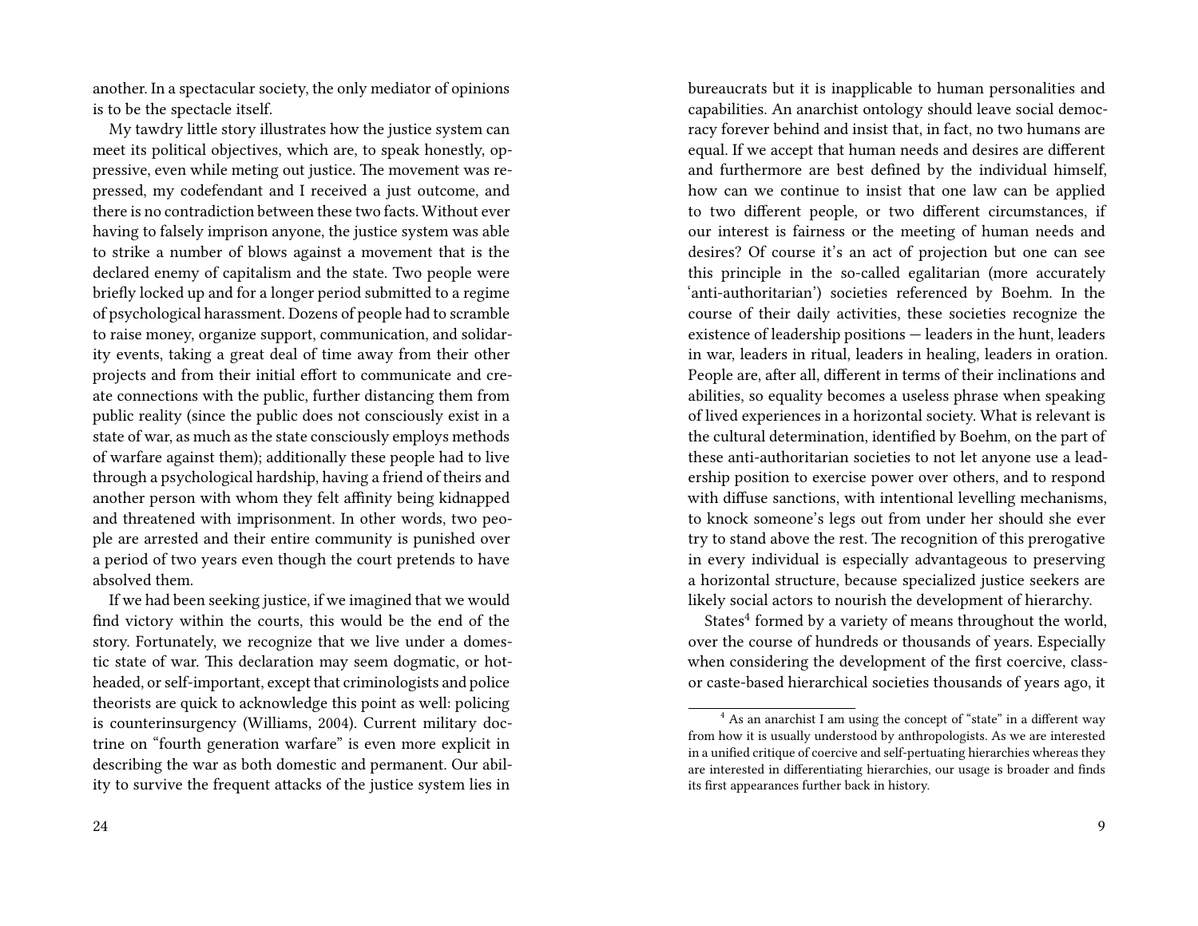another. In a spectacular society, the only mediator of opinions is to be the spectacle itself.

My tawdry little story illustrates how the justice system can meet its political objectives, which are, to speak honestly, oppressive, even while meting out justice. The movement was repressed, my codefendant and I received a just outcome, and there is no contradiction between these two facts. Without ever having to falsely imprison anyone, the justice system was able to strike a number of blows against a movement that is the declared enemy of capitalism and the state. Two people were briefly locked up and for a longer period submitted to a regime of psychological harassment. Dozens of people had to scramble to raise money, organize support, communication, and solidarity events, taking a great deal of time away from their other projects and from their initial effort to communicate and create connections with the public, further distancing them from public reality (since the public does not consciously exist in a state of war, as much as the state consciously employs methods of warfare against them); additionally these people had to live through a psychological hardship, having a friend of theirs and another person with whom they felt affinity being kidnapped and threatened with imprisonment. In other words, two people are arrested and their entire community is punished over a period of two years even though the court pretends to have absolved them.

If we had been seeking justice, if we imagined that we would find victory within the courts, this would be the end of the story. Fortunately, we recognize that we live under a domestic state of war. This declaration may seem dogmatic, or hotheaded, or self-important, except that criminologists and police theorists are quick to acknowledge this point as well: policing is counterinsurgency (Williams, 2004). Current military doctrine on "fourth generation warfare" is even more explicit in describing the war as both domestic and permanent. Our ability to survive the frequent attacks of the justice system lies in

bureaucrats but it is inapplicable to human personalities and capabilities. An anarchist ontology should leave social democracy forever behind and insist that, in fact, no two humans are equal. If we accept that human needs and desires are different and furthermore are best defined by the individual himself, how can we continue to insist that one law can be applied to two different people, or two different circumstances, if our interest is fairness or the meeting of human needs and desires? Of course it's an act of projection but one can see this principle in the so-called egalitarian (more accurately 'anti-authoritarian') societies referenced by Boehm. In the course of their daily activities, these societies recognize the existence of leadership positions — leaders in the hunt, leaders in war, leaders in ritual, leaders in healing, leaders in oration. People are, after all, different in terms of their inclinations and abilities, so equality becomes a useless phrase when speaking of lived experiences in a horizontal society. What is relevant is the cultural determination, identified by Boehm, on the part of these anti-authoritarian societies to not let anyone use a leadership position to exercise power over others, and to respond with diffuse sanctions, with intentional levelling mechanisms, to knock someone's legs out from under her should she ever try to stand above the rest. The recognition of this prerogative in every individual is especially advantageous to preserving a horizontal structure, because specialized justice seekers are likely social actors to nourish the development of hierarchy.

States[4] formed by a variety of means throughout the world, over the course of hundreds or thousands of years. Especially when considering the development of the first coercive, class- or caste-based hierarchical societies thousands of years ago, it

[4] As an anarchist I am using the concept of "state" in a different way from how it is usually understood by anthropologists. As we are interested in a unified critique of coercive and self-pertuating hierarchies whereas they are interested in differentiating hierarchies, our usage is broader and finds its first appearances further back in history.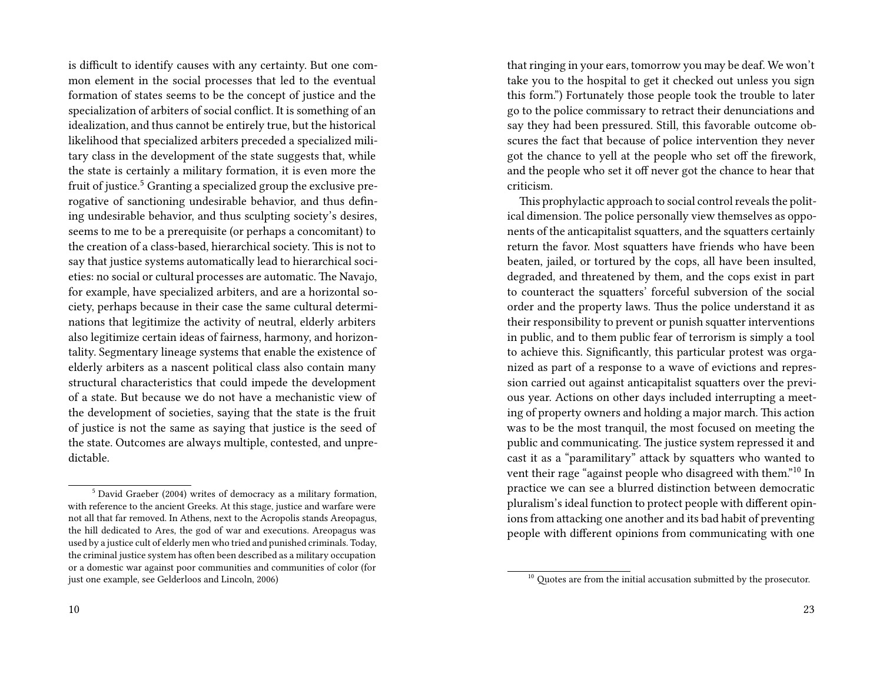is difficult to identify causes with any certainty. But one common element in the social processes that led to the eventual formation of states seems to be the concept of justice and the specialization of arbiters of social conflict. It is something of an idealization, and thus cannot be entirely true, but the historical likelihood that specialized arbiters preceded a specialized military class in the development of the state suggests that, while the state is certainly a military formation, it is even more the fruit of justice.[5] Granting a specialized group the exclusive prerogative of sanctioning undesirable behavior, and thus defining undesirable behavior, and thus sculpting society's desires, seems to me to be a prerequisite (or perhaps a concomitant) to the creation of a class-based, hierarchical society. This is not to say that justice systems automatically lead to hierarchical societies: no social or cultural processes are automatic. The Navajo, for example, have specialized arbiters, and are a horizontal society, perhaps because in their case the same cultural determinations that legitimize the activity of neutral, elderly arbiters also legitimize certain ideas of fairness, harmony, and horizontality. Segmentary lineage systems that enable the existence of elderly arbiters as a nascent political class also contain many structural characteristics that could impede the development of a state. But because we do not have a mechanistic view of the development of societies, saying that the state is the fruit of justice is not the same as saying that justice is the seed of the state. Outcomes are always multiple, contested, and unpredictable.

[5] David Graeber (2004) writes of democracy as a military formation, with reference to the ancient Greeks. At this stage, justice and warfare were not all that far removed. In Athens, next to the Acropolis stands Areopagus, the hill dedicated to Ares, the god of war and executions. Areopagus was used by a justice cult of elderly men who tried and punished criminals. Today, the criminal justice system has often been described as a military occupation or a domestic war against poor communities and communities of color (for just one example, see Gelderloos and Lincoln, 2006)

that ringing in your ears, tomorrow you may be deaf. We won't take you to the hospital to get it checked out unless you sign this form.") Fortunately those people took the trouble to later go to the police commissary to retract their denunciations and say they had been pressured. Still, this favorable outcome obscures the fact that because of police intervention they never got the chance to yell at the people who set off the firework, and the people who set it off never got the chance to hear that criticism.

This prophylactic approach to social control reveals the political dimension. The police personally view themselves as opponents of the anticapitalist squatters, and the squatters certainly return the favor. Most squatters have friends who have been beaten, jailed, or tortured by the cops, all have been insulted, degraded, and threatened by them, and the cops exist in part to counteract the squatters' forceful subversion of the social order and the property laws. Thus the police understand it as their responsibility to prevent or punish squatter interventions in public, and to them public fear of terrorism is simply a tool to achieve this. Significantly, this particular protest was organized as part of a response to a wave of evictions and repression carried out against anticapitalist squatters over the previous year. Actions on other days included interrupting a meeting of property owners and holding a major march. This action was to be the most tranquil, the most focused on meeting the public and communicating. The justice system repressed it and cast it as a "paramilitary" attack by squatters who wanted to vent their rage "against people who disagreed with them."[10] In practice we can see a blurred distinction between democratic pluralism's ideal function to protect people with different opinions from attacking one another and its bad habit of preventing people with different opinions from communicating with one

[10] Quotes are from the initial accusation submitted by the prosecutor.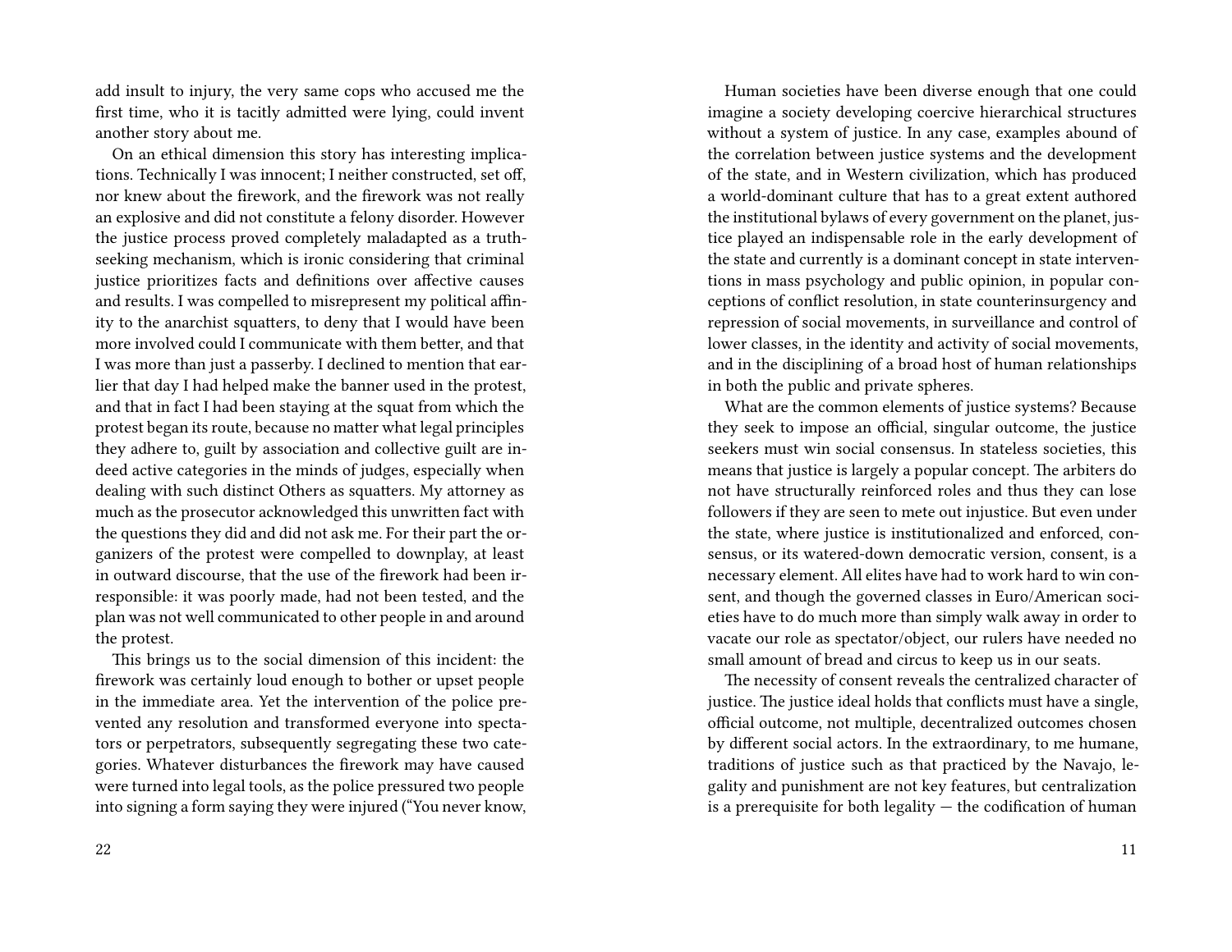add insult to injury, the very same cops who accused me the first time, who it is tacitly admitted were lying, could invent another story about me.

On an ethical dimension this story has interesting implications. Technically I was innocent; I neither constructed, set off, nor knew about the firework, and the firework was not really an explosive and did not constitute a felony disorder. However the justice process proved completely maladapted as a truth-seeking mechanism, which is ironic considering that criminal justice prioritizes facts and definitions over affective causes and results. I was compelled to misrepresent my political affinity to the anarchist squatters, to deny that I would have been more involved could I communicate with them better, and that I was more than just a passerby. I declined to mention that earlier that day I had helped make the banner used in the protest, and that in fact I had been staying at the squat from which the protest began its route, because no matter what legal principles they adhere to, guilt by association and collective guilt are indeed active categories in the minds of judges, especially when dealing with such distinct Others as squatters. My attorney as much as the prosecutor acknowledged this unwritten fact with the questions they did and did not ask me. For their part the organizers of the protest were compelled to downplay, at least in outward discourse, that the use of the firework had been irresponsible: it was poorly made, had not been tested, and the plan was not well communicated to other people in and around the protest.

This brings us to the social dimension of this incident: the firework was certainly loud enough to bother or upset people in the immediate area. Yet the intervention of the police prevented any resolution and transformed everyone into spectators or perpetrators, subsequently segregating these two categories. Whatever disturbances the firework may have caused were turned into legal tools, as the police pressured two people into signing a form saying they were injured ("You never know,

Human societies have been diverse enough that one could imagine a society developing coercive hierarchical structures without a system of justice. In any case, examples abound of the correlation between justice systems and the development of the state, and in Western civilization, which has produced a world-dominant culture that has to a great extent authored the institutional bylaws of every government on the planet, justice played an indispensable role in the early development of the state and currently is a dominant concept in state interventions in mass psychology and public opinion, in popular conceptions of conflict resolution, in state counterinsurgency and repression of social movements, in surveillance and control of lower classes, in the identity and activity of social movements, and in the disciplining of a broad host of human relationships in both the public and private spheres.

What are the common elements of justice systems? Because they seek to impose an official, singular outcome, the justice seekers must win social consensus. In stateless societies, this means that justice is largely a popular concept. The arbiters do not have structurally reinforced roles and thus they can lose followers if they are seen to mete out injustice. But even under the state, where justice is institutionalized and enforced, consensus, or its watered-down democratic version, consent, is a necessary element. All elites have had to work hard to win consent, and though the governed classes in Euro/American societies have to do much more than simply walk away in order to vacate our role as spectator/object, our rulers have needed no small amount of bread and circus to keep us in our seats.

The necessity of consent reveals the centralized character of justice. The justice ideal holds that conflicts must have a single, official outcome, not multiple, decentralized outcomes chosen by different social actors. In the extraordinary, to me humane, traditions of justice such as that practiced by the Navajo, legality and punishment are not key features, but centralization is a prerequisite for both legality — the codification of human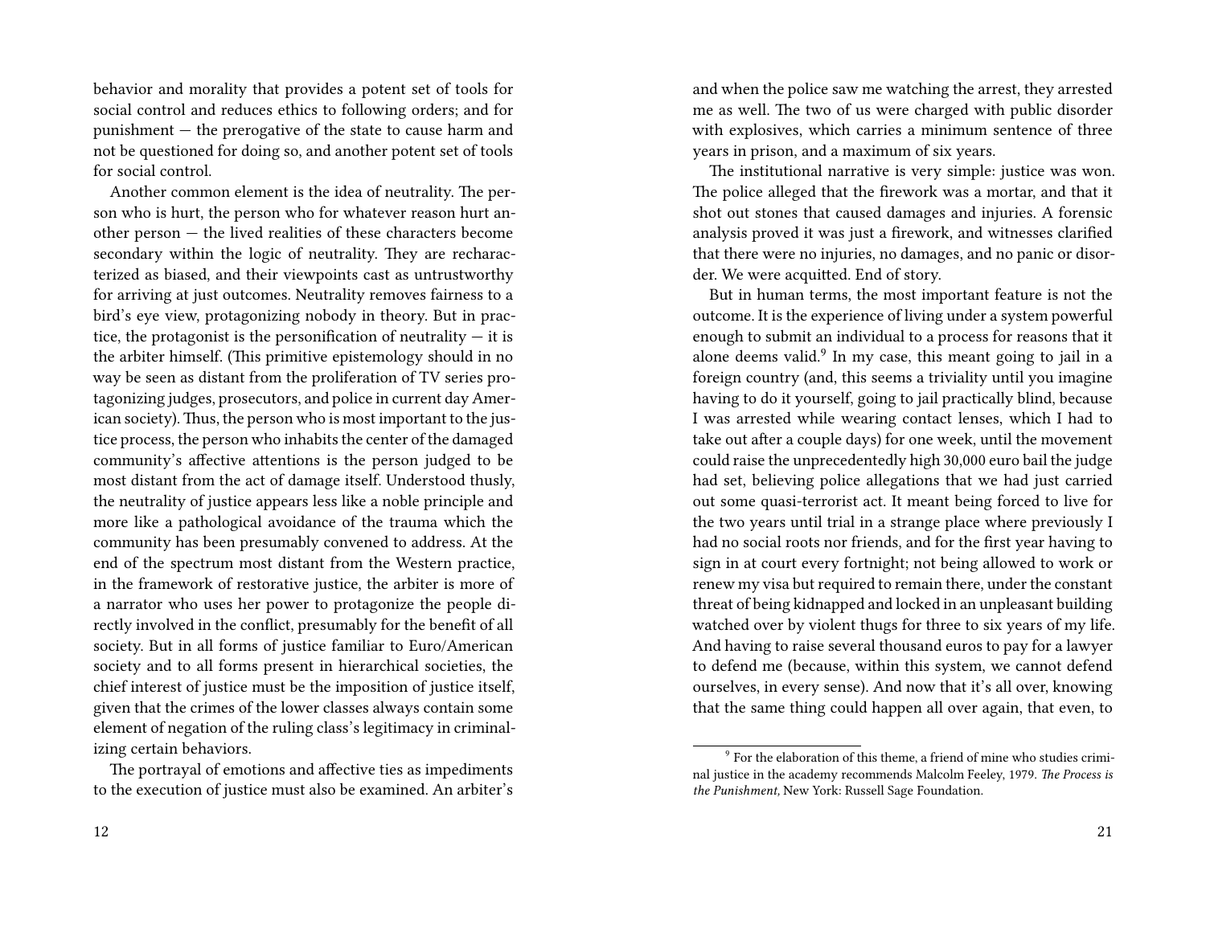behavior and morality that provides a potent set of tools for social control and reduces ethics to following orders; and for punishment — the prerogative of the state to cause harm and not be questioned for doing so, and another potent set of tools for social control.

Another common element is the idea of neutrality. The person who is hurt, the person who for whatever reason hurt another person — the lived realities of these characters become secondary within the logic of neutrality. They are recharacterized as biased, and their viewpoints cast as untrustworthy for arriving at just outcomes. Neutrality removes fairness to a bird's eye view, protagonizing nobody in theory. But in practice, the protagonist is the personification of neutrality — it is the arbiter himself. (This primitive epistemology should in no way be seen as distant from the proliferation of TV series protagonizing judges, prosecutors, and police in current day American society). Thus, the person who is most important to the justice process, the person who inhabits the center of the damaged community's affective attentions is the person judged to be most distant from the act of damage itself. Understood thusly, the neutrality of justice appears less like a noble principle and more like a pathological avoidance of the trauma which the community has been presumably convened to address. At the end of the spectrum most distant from the Western practice, in the framework of restorative justice, the arbiter is more of a narrator who uses her power to protagonize the people directly involved in the conflict, presumably for the benefit of all society. But in all forms of justice familiar to Euro/American society and to all forms present in hierarchical societies, the chief interest of justice must be the imposition of justice itself, given that the crimes of the lower classes always contain some element of negation of the ruling class's legitimacy in criminalizing certain behaviors.

The portrayal of emotions and affective ties as impediments to the execution of justice must also be examined. An arbiter's

and when the police saw me watching the arrest, they arrested me as well. The two of us were charged with public disorder with explosives, which carries a minimum sentence of three years in prison, and a maximum of six years.

The institutional narrative is very simple: justice was won. The police alleged that the firework was a mortar, and that it shot out stones that caused damages and injuries. A forensic analysis proved it was just a firework, and witnesses clarified that there were no injuries, no damages, and no panic or disorder. We were acquitted. End of story.

But in human terms, the most important feature is not the outcome. It is the experience of living under a system powerful enough to submit an individual to a process for reasons that it alone deems valid.[9] In my case, this meant going to jail in a foreign country (and, this seems a triviality until you imagine having to do it yourself, going to jail practically blind, because I was arrested while wearing contact lenses, which I had to take out after a couple days) for one week, until the movement could raise the unprecedentedly high 30,000 euro bail the judge had set, believing police allegations that we had just carried out some quasi-terrorist act. It meant being forced to live for the two years until trial in a strange place where previously I had no social roots nor friends, and for the first year having to sign in at court every fortnight; not being allowed to work or renew my visa but required to remain there, under the constant threat of being kidnapped and locked in an unpleasant building watched over by violent thugs for three to six years of my life. And having to raise several thousand euros to pay for a lawyer to defend me (because, within this system, we cannot defend ourselves, in every sense). And now that it's all over, knowing that the same thing could happen all over again, that even, to

[9] For the elaboration of this theme, a friend of mine who studies criminal justice in the academy recommends Malcolm Feeley, 1979. *The Process is the Punishment,* New York: Russell Sage Foundation.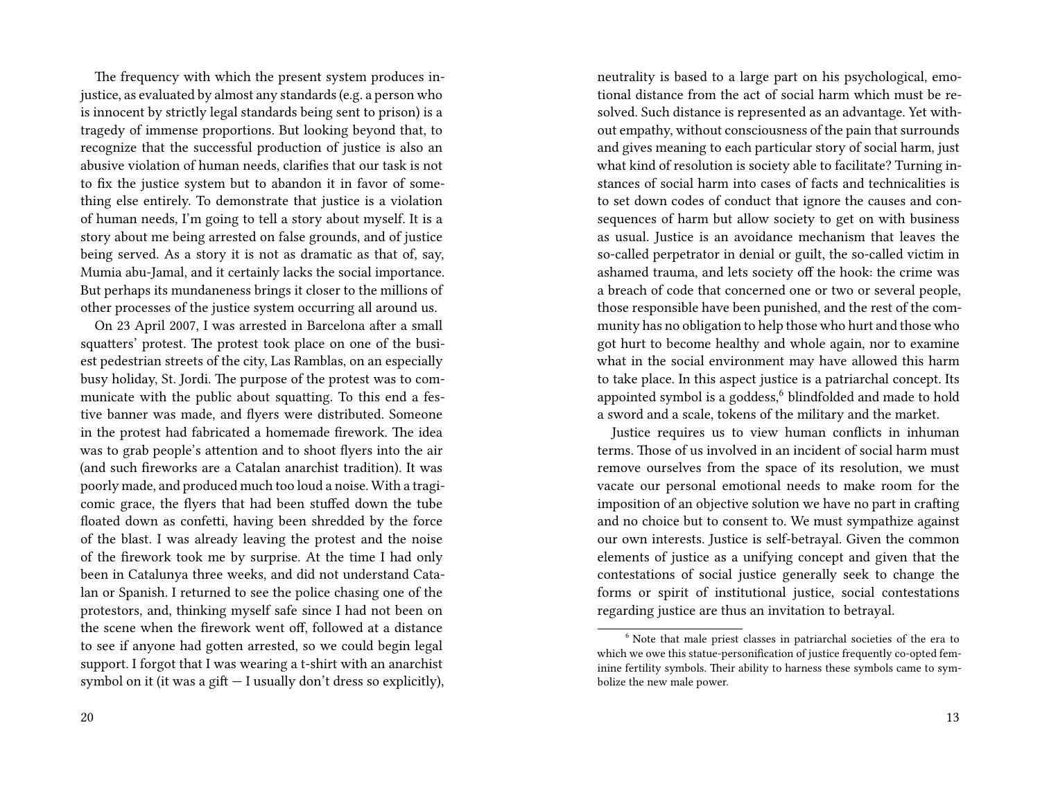The frequency with which the present system produces injustice, as evaluated by almost any standards (e.g. a person who is innocent by strictly legal standards being sent to prison) is a tragedy of immense proportions. But looking beyond that, to recognize that the successful production of justice is also an abusive violation of human needs, clarifies that our task is not to fix the justice system but to abandon it in favor of something else entirely. To demonstrate that justice is a violation of human needs, I'm going to tell a story about myself. It is a story about me being arrested on false grounds, and of justice being served. As a story it is not as dramatic as that of, say, Mumia abu-Jamal, and it certainly lacks the social importance. But perhaps its mundaneness brings it closer to the millions of other processes of the justice system occurring all around us.

On 23 April 2007, I was arrested in Barcelona after a small squatters' protest. The protest took place on one of the busiest pedestrian streets of the city, Las Ramblas, on an especially busy holiday, St. Jordi. The purpose of the protest was to communicate with the public about squatting. To this end a festive banner was made, and flyers were distributed. Someone in the protest had fabricated a homemade firework. The idea was to grab people's attention and to shoot flyers into the air (and such fireworks are a Catalan anarchist tradition). It was poorly made, and produced much too loud a noise. With a tragicomic grace, the flyers that had been stuffed down the tube floated down as confetti, having been shredded by the force of the blast. I was already leaving the protest and the noise of the firework took me by surprise. At the time I had only been in Catalunya three weeks, and did not understand Catalan or Spanish. I returned to see the police chasing one of the protestors, and, thinking myself safe since I had not been on the scene when the firework went off, followed at a distance to see if anyone had gotten arrested, so we could begin legal support. I forgot that I was wearing a t-shirt with an anarchist symbol on it (it was a gift — I usually don't dress so explicitly),

neutrality is based to a large part on his psychological, emotional distance from the act of social harm which must be resolved. Such distance is represented as an advantage. Yet without empathy, without consciousness of the pain that surrounds and gives meaning to each particular story of social harm, just what kind of resolution is society able to facilitate? Turning instances of social harm into cases of facts and technicalities is to set down codes of conduct that ignore the causes and consequences of harm but allow society to get on with business as usual. Justice is an avoidance mechanism that leaves the so-called perpetrator in denial or guilt, the so-called victim in ashamed trauma, and lets society off the hook: the crime was a breach of code that concerned one or two or several people, those responsible have been punished, and the rest of the community has no obligation to help those who hurt and those who got hurt to become healthy and whole again, nor to examine what in the social environment may have allowed this harm to take place. In this aspect justice is a patriarchal concept. Its appointed symbol is a goddess,[6] blindfolded and made to hold a sword and a scale, tokens of the military and the market.

Justice requires us to view human conflicts in inhuman terms. Those of us involved in an incident of social harm must remove ourselves from the space of its resolution, we must vacate our personal emotional needs to make room for the imposition of an objective solution we have no part in crafting and no choice but to consent to. We must sympathize against our own interests. Justice is self-betrayal. Given the common elements of justice as a unifying concept and given that the contestations of social justice generally seek to change the forms or spirit of institutional justice, social contestations regarding justice are thus an invitation to betrayal.

[6] Note that male priest classes in patriarchal societies of the era to which we owe this statue-personification of justice frequently co-opted feminine fertility symbols. Their ability to harness these symbols came to symbolize the new male power.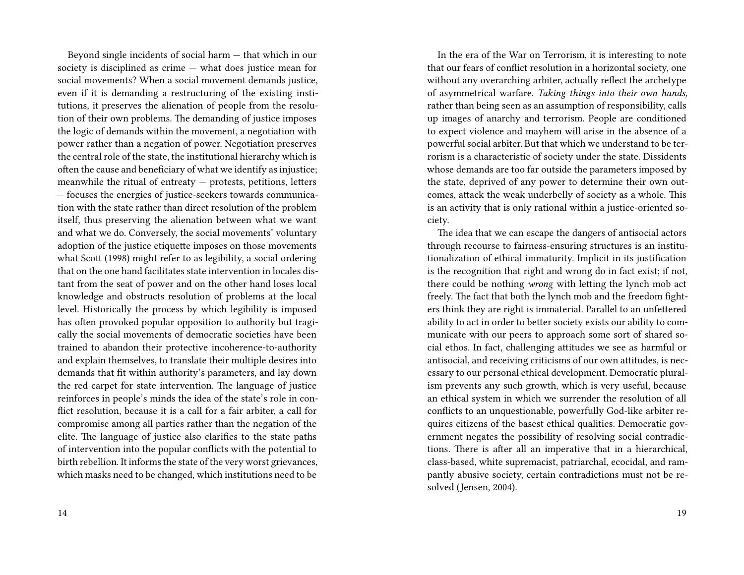Beyond single incidents of social harm — that which in our society is disciplined as crime — what does justice mean for social movements? When a social movement demands justice, even if it is demanding a restructuring of the existing institutions, it preserves the alienation of people from the resolution of their own problems. The demanding of justice imposes the logic of demands within the movement, a negotiation with power rather than a negation of power. Negotiation preserves the central role of the state, the institutional hierarchy which is often the cause and beneficiary of what we identify as injustice; meanwhile the ritual of entreaty — protests, petitions, letters — focuses the energies of justice-seekers towards communication with the state rather than direct resolution of the problem itself, thus preserving the alienation between what we want and what we do. Conversely, the social movements' voluntary adoption of the justice etiquette imposes on those movements what Scott (1998) might refer to as legibility, a social ordering that on the one hand facilitates state intervention in locales distant from the seat of power and on the other hand loses local knowledge and obstructs resolution of problems at the local level. Historically the process by which legibility is imposed has often provoked popular opposition to authority but tragically the social movements of democratic societies have been trained to abandon their protective incoherence-to-authority and explain themselves, to translate their multiple desires into demands that fit within authority's parameters, and lay down the red carpet for state intervention. The language of justice reinforces in people's minds the idea of the state's role in conflict resolution, because it is a call for a fair arbiter, a call for compromise among all parties rather than the negation of the elite. The language of justice also clarifies to the state paths of intervention into the popular conflicts with the potential to birth rebellion. It informs the state of the very worst grievances, which masks need to be changed, which institutions need to be

In the era of the War on Terrorism, it is interesting to note that our fears of conflict resolution in a horizontal society, one without any overarching arbiter, actually reflect the archetype of asymmetrical warfare. *Taking things into their own hands,* rather than being seen as an assumption of responsibility, calls up images of anarchy and terrorism. People are conditioned to expect violence and mayhem will arise in the absence of a powerful social arbiter. But that which we understand to be terrorism is a characteristic of society under the state. Dissidents whose demands are too far outside the parameters imposed by the state, deprived of any power to determine their own outcomes, attack the weak underbelly of society as a whole. This is an activity that is only rational within a justice-oriented society.

The idea that we can escape the dangers of antisocial actors through recourse to fairness-ensuring structures is an institutionalization of ethical immaturity. Implicit in its justification is the recognition that right and wrong do in fact exist; if not, there could be nothing *wrong* with letting the lynch mob act freely. The fact that both the lynch mob and the freedom fighters think they are right is immaterial. Parallel to an unfettered ability to act in order to better society exists our ability to communicate with our peers to approach some sort of shared social ethos. In fact, challenging attitudes we see as harmful or antisocial, and receiving criticisms of our own attitudes, is necessary to our personal ethical development. Democratic pluralism prevents any such growth, which is very useful, because an ethical system in which we surrender the resolution of all conflicts to an unquestionable, powerfully God-like arbiter requires citizens of the basest ethical qualities. Democratic government negates the possibility of resolving social contradictions. There is after all an imperative that in a hierarchical, class-based, white supremacist, patriarchal, ecocidal, and rampantly abusive society, certain contradictions must not be resolved (Jensen, 2004).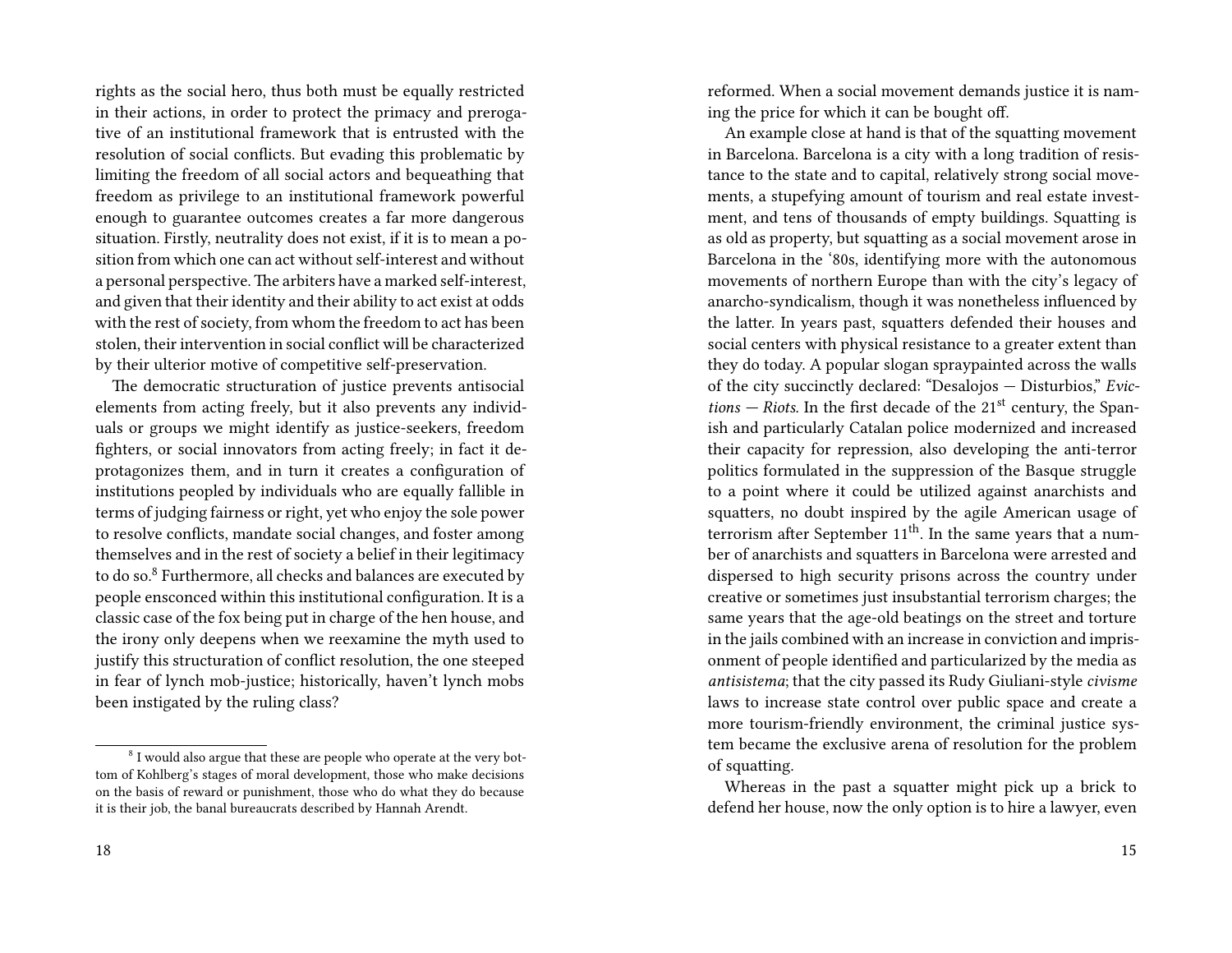rights as the social hero, thus both must be equally restricted in their actions, in order to protect the primacy and prerogative of an institutional framework that is entrusted with the resolution of social conflicts. But evading this problematic by limiting the freedom of all social actors and bequeathing that freedom as privilege to an institutional framework powerful enough to guarantee outcomes creates a far more dangerous situation. Firstly, neutrality does not exist, if it is to mean a position from which one can act without self-interest and without a personal perspective. The arbiters have a marked self-interest, and given that their identity and their ability to act exist at odds with the rest of society, from whom the freedom to act has been stolen, their intervention in social conflict will be characterized by their ulterior motive of competitive self-preservation.

The democratic structuration of justice prevents antisocial elements from acting freely, but it also prevents any individuals or groups we might identify as justice-seekers, freedom fighters, or social innovators from acting freely; in fact it deprotagonizes them, and in turn it creates a configuration of institutions peopled by individuals who are equally fallible in terms of judging fairness or right, yet who enjoy the sole power to resolve conflicts, mandate social changes, and foster among themselves and in the rest of society a belief in their legitimacy to do so.[8] Furthermore, all checks and balances are executed by people ensconced within this institutional configuration. It is a classic case of the fox being put in charge of the hen house, and the irony only deepens when we reexamine the myth used to justify this structuration of conflict resolution, the one steeped in fear of lynch mob-justice; historically, haven't lynch mobs been instigated by the ruling class?

[8] I would also argue that these are people who operate at the very bottom of Kohlberg's stages of moral development, those who make decisions on the basis of reward or punishment, those who do what they do because it is their job, the banal bureaucrats described by Hannah Arendt.

reformed. When a social movement demands justice it is naming the price for which it can be bought off.

An example close at hand is that of the squatting movement in Barcelona. Barcelona is a city with a long tradition of resistance to the state and to capital, relatively strong social movements, a stupefying amount of tourism and real estate investment, and tens of thousands of empty buildings. Squatting is as old as property, but squatting as a social movement arose in Barcelona in the '80s, identifying more with the autonomous movements of northern Europe than with the city's legacy of anarcho-syndicalism, though it was nonetheless influenced by the latter. In years past, squatters defended their houses and social centers with physical resistance to a greater extent than they do today. A popular slogan spraypainted across the walls of the city succinctly declared: "Desalojos — Disturbios," *Evictions — Riots.* In the first decade of the 21st century, the Spanish and particularly Catalan police modernized and increased their capacity for repression, also developing the anti-terror politics formulated in the suppression of the Basque struggle to a point where it could be utilized against anarchists and squatters, no doubt inspired by the agile American usage of terrorism after September 11th. In the same years that a number of anarchists and squatters in Barcelona were arrested and dispersed to high security prisons across the country under creative or sometimes just insubstantial terrorism charges; the same years that the age-old beatings on the street and torture in the jails combined with an increase in conviction and imprisonment of people identified and particularized by the media as *antisistema*; that the city passed its Rudy Giuliani-style *civisme* laws to increase state control over public space and create a more tourism-friendly environment, the criminal justice system became the exclusive arena of resolution for the problem of squatting.

Whereas in the past a squatter might pick up a brick to defend her house, now the only option is to hire a lawyer, even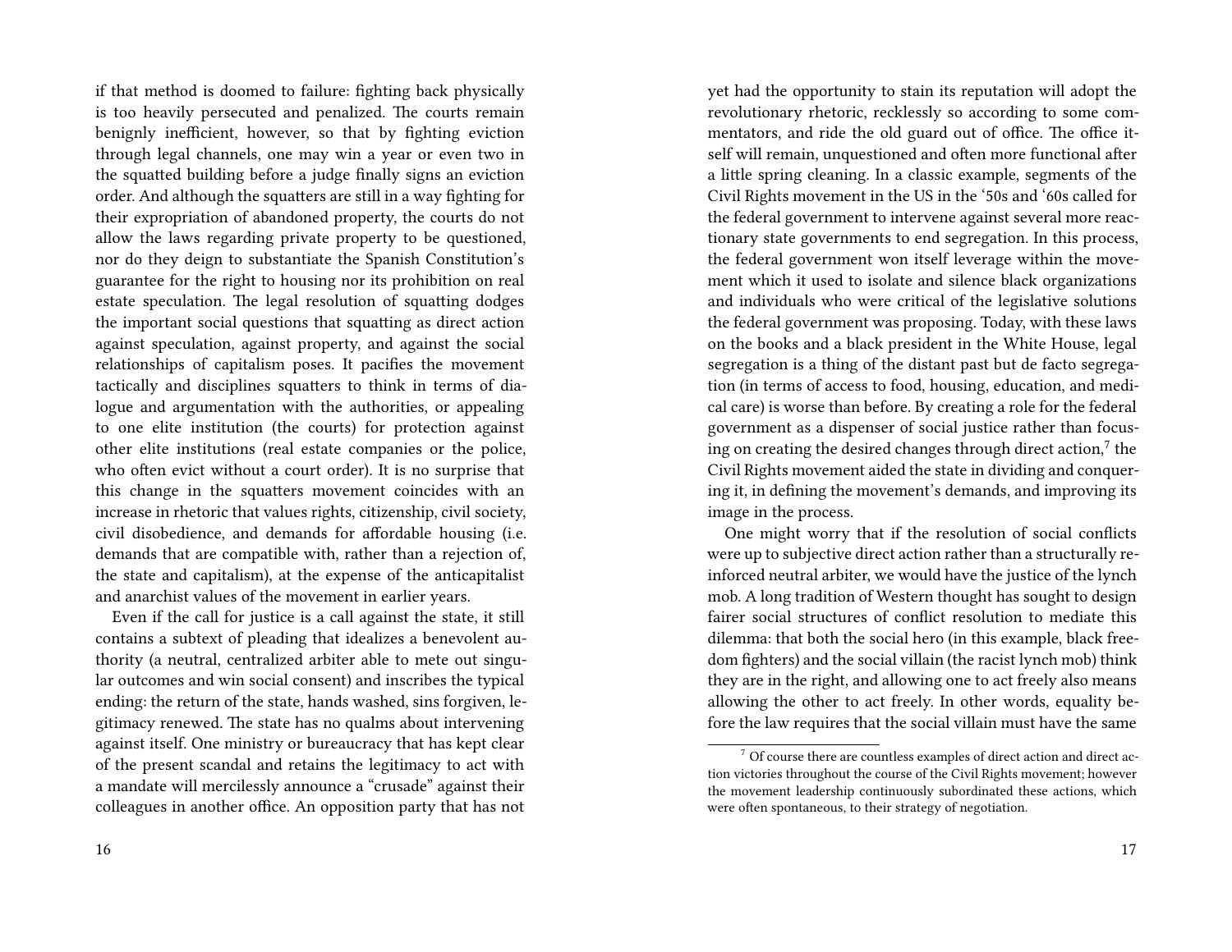if that method is doomed to failure: fighting back physically is too heavily persecuted and penalized. The courts remain benignly inefficient, however, so that by fighting eviction through legal channels, one may win a year or even two in the squatted building before a judge finally signs an eviction order. And although the squatters are still in a way fighting for their expropriation of abandoned property, the courts do not allow the laws regarding private property to be questioned, nor do they deign to substantiate the Spanish Constitution's guarantee for the right to housing nor its prohibition on real estate speculation. The legal resolution of squatting dodges the important social questions that squatting as direct action against speculation, against property, and against the social relationships of capitalism poses. It pacifies the movement tactically and disciplines squatters to think in terms of dialogue and argumentation with the authorities, or appealing to one elite institution (the courts) for protection against other elite institutions (real estate companies or the police, who often evict without a court order). It is no surprise that this change in the squatters movement coincides with an increase in rhetoric that values rights, citizenship, civil society, civil disobedience, and demands for affordable housing (i.e. demands that are compatible with, rather than a rejection of, the state and capitalism), at the expense of the anticapitalist and anarchist values of the movement in earlier years.

Even if the call for justice is a call against the state, it still contains a subtext of pleading that idealizes a benevolent authority (a neutral, centralized arbiter able to mete out singular outcomes and win social consent) and inscribes the typical ending: the return of the state, hands washed, sins forgiven, legitimacy renewed. The state has no qualms about intervening against itself. One ministry or bureaucracy that has kept clear of the present scandal and retains the legitimacy to act with a mandate will mercilessly announce a "crusade" against their colleagues in another office. An opposition party that has not yet had the opportunity to stain its reputation will adopt the revolutionary rhetoric, recklessly so according to some commentators, and ride the old guard out of office. The office itself will remain, unquestioned and often more functional after a little spring cleaning. In a classic example, segments of the Civil Rights movement in the US in the '50s and '60s called for the federal government to intervene against several more reactionary state governments to end segregation. In this process, the federal government won itself leverage within the movement which it used to isolate and silence black organizations and individuals who were critical of the legislative solutions the federal government was proposing. Today, with these laws on the books and a black president in the White House, legal segregation is a thing of the distant past but de facto segregation (in terms of access to food, housing, education, and medical care) is worse than before. By creating a role for the federal government as a dispenser of social justice rather than focusing on creating the desired changes through direct action,[7] the Civil Rights movement aided the state in dividing and conquering it, in defining the movement's demands, and improving its image in the process.

One might worry that if the resolution of social conflicts were up to subjective direct action rather than a structurally reinforced neutral arbiter, we would have the justice of the lynch mob. A long tradition of Western thought has sought to design fairer social structures of conflict resolution to mediate this dilemma: that both the social hero (in this example, black freedom fighters) and the social villain (the racist lynch mob) think they are in the right, and allowing one to act freely also means allowing the other to act freely. In other words, equality before the law requires that the social villain must have the same

[7] Of course there are countless examples of direct action and direct action victories throughout the course of the Civil Rights movement; however the movement leadership continuously subordinated these actions, which were often spontaneous, to their strategy of negotiation.